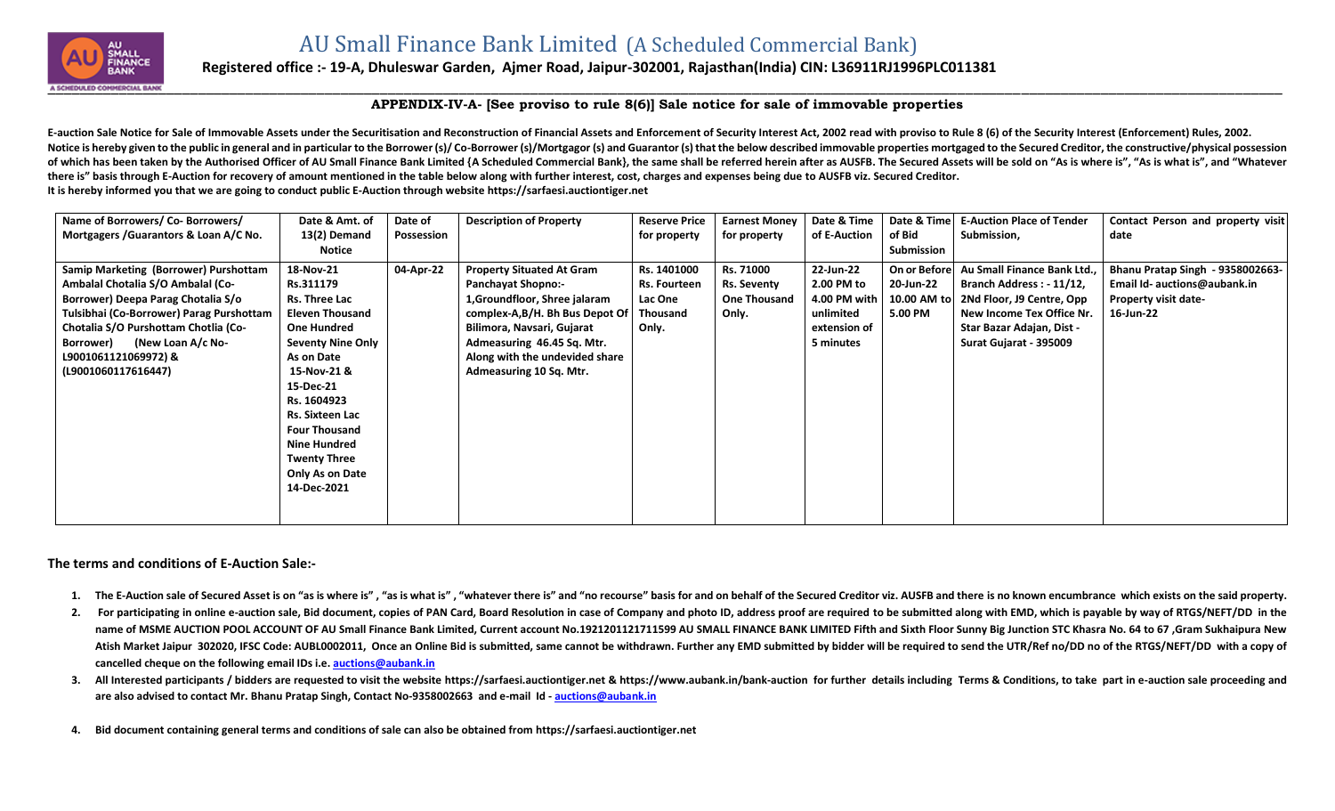# AU Small Finance Bank Limited (A Scheduled Commercial Bank)

**Registered office :- 19-A, Dhuleswar Garden, Ajmer Road, Jaipur-302001, Rajasthan(India) CIN: L36911RJ1996PLC011381**

**APPENDIX-IV-A- [See proviso to rule 8(6)] Sale notice for sale of immovable properties**

**E-auction Sale Notice for Sale of Immovable Assets under the Securitisation and Reconstruction of Financial Assets and Enforcement of Security Interest Act, 2002 read with proviso to Rule 8 (6) of the Security Interest (Enforcement) Rules, 2002.**
**Notice is hereby given to the public in general and in particular to the Borrower (s)/ Co-Borrower (s)/Mortgagor (s) and Guarantor (s) that the below described immovable properties mortgaged to the Secured Creditor, the constructive/physical possession of which has been taken by the Authorised Officer of AU Small Finance Bank Limited {A Scheduled Commercial Bank}, the same shall be referred herein after as AUSFB. The Secured Assets will be sold on "As is where is", "As is what is", and "Whatever there is" basis through E-Auction for recovery of amount mentioned in the table below along with further interest, cost, charges and expenses being due to AUSFB viz. Secured Creditor.**
**It is hereby informed you that we are going to conduct public E-Auction through website https://sarfaesi.auctiontiger.net**

| Name of Borrowers/ Co- Borrowers/ Mortgagers /Guarantors & Loan A/C No. | Date & Amt. of 13(2) Demand Notice | Date of Possession | Description of Property | Reserve Price for property | Earnest Money for property | Date & Time of E-Auction | Date & Time of Bid Submission | E-Auction Place of Tender Submission, | Contact Person and property visit date |
|---|---|---|---|---|---|---|---|---|---|
| Samip Marketing (Borrower) Purshottam Ambalal Chotalia S/O Ambalal (Co-Borrower) Deepa Parag Chotalia S/o Tulsibhai (Co-Borrower) Parag Purshottam Chotalia S/O Purshottam Chotlia (Co-Borrower) (New Loan A/c No- L9001061121069972) & (L9001060117616447) | 18-Nov-21 Rs.311179 Rs. Three Lac Eleven Thousand One Hundred Seventy Nine Only As on Date 15-Nov-21 & 15-Dec-21 Rs. 1604923 Rs. Sixteen Lac Four Thousand Nine Hundred Twenty Three Only As on Date 14-Dec-2021 | 04-Apr-22 | Property Situated At Gram Panchayat Shopno:- 1,Groundfloor, Shree jalaram complex-A,B/H. Bh Bus Depot Of Bilimora, Navsari, Gujarat Admeasuring 46.45 Sq. Mtr. Along with the undevided share Admeasuring 10 Sq. Mtr. | Rs. 1401000 Rs. Fourteen Lac One Thousand Only. | Rs. 71000 Rs. Seventy One Thousand Only. | 22-Jun-22 2.00 PM to 4.00 PM with unlimited extension of 5 minutes | On or Before 20-Jun-22 10.00 AM to 5.00 PM | Au Small Finance Bank Ltd., Branch Address : - 11/12, 2Nd Floor, J9 Centre, Opp New Income Tex Office Nr. Star Bazar Adajan, Dist - Surat Gujarat - 395009 | Bhanu Pratap Singh - 9358002663- Email Id- auctions@aubank.in Property visit date- 16-Jun-22 |

**The terms and conditions of E-Auction Sale:-**

1. **The E-Auction sale of Secured Asset is on "as is where is" , "as is what is" , "whatever there is" and "no recourse" basis for and on behalf of the Secured Creditor viz. AUSFB and there is no known encumbrance which exists on the said property.**
2. **For participating in online e-auction sale, Bid document, copies of PAN Card, Board Resolution in case of Company and photo ID, address proof are required to be submitted along with EMD, which is payable by way of RTGS/NEFT/DD in the name of MSME AUCTION POOL ACCOUNT OF AU Small Finance Bank Limited, Current account No.1921201121711599 AU SMALL FINANCE BANK LIMITED Fifth and Sixth Floor Sunny Big Junction STC Khasra No. 64 to 67 ,Gram Sukhaipura New Atish Market Jaipur 302020, IFSC Code: AUBL0002011, Once an Online Bid is submitted, same cannot be withdrawn. Further any EMD submitted by bidder will be required to send the UTR/Ref no/DD no of the RTGS/NEFT/DD with a copy of cancelled cheque on the following email IDs i.e. auctions@aubank.in**
3. **All Interested participants / bidders are requested to visit the website https://sarfaesi.auctiontiger.net & https://www.aubank.in/bank-auction for further details including Terms & Conditions, to take part in e-auction sale proceeding and are also advised to contact Mr. Bhanu Pratap Singh, Contact No-9358002663 and e-mail Id - auctions@aubank.in**
4. **Bid document containing general terms and conditions of sale can also be obtained from https://sarfaesi.auctiontiger.net**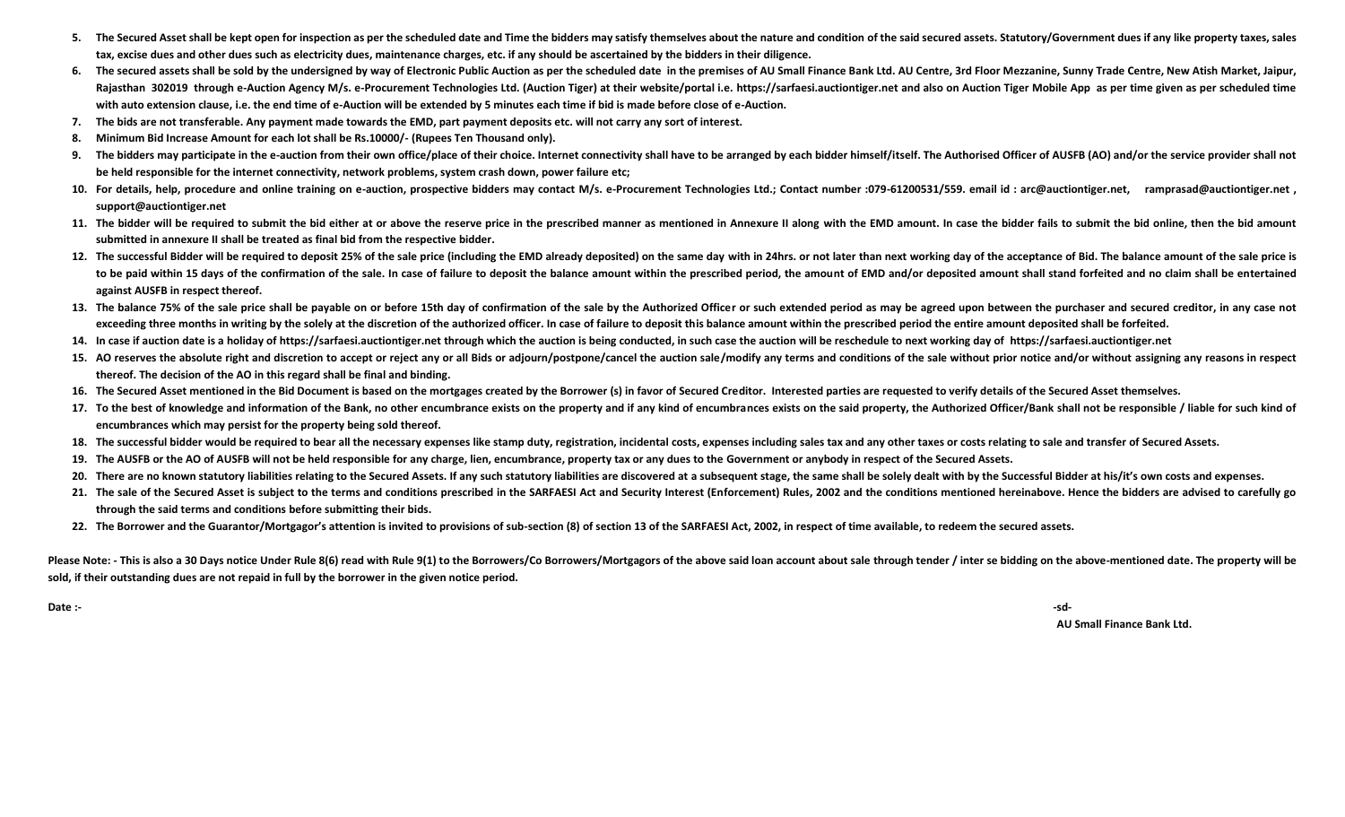5. **The Secured Asset shall be kept open for inspection as per the scheduled date and Time the bidders may satisfy themselves about the nature and condition of the said secured assets. Statutory/Government dues if any like property taxes, sales tax, excise dues and other dues such as electricity dues, maintenance charges, etc. if any should be ascertained by the bidders in their diligence.**
6. **The secured assets shall be sold by the undersigned by way of Electronic Public Auction as per the scheduled date in the premises of AU Small Finance Bank Ltd. AU Centre, 3rd Floor Mezzanine, Sunny Trade Centre, New Atish Market, Jaipur, Rajasthan 302019 through e-Auction Agency M/s. e-Procurement Technologies Ltd. (Auction Tiger) at their website/portal i.e. https://sarfaesi.auctiontiger.net and also on Auction Tiger Mobile App as per time given as per scheduled time with auto extension clause, i.e. the end time of e-Auction will be extended by 5 minutes each time if bid is made before close of e-Auction.**
7. **The bids are not transferable. Any payment made towards the EMD, part payment deposits etc. will not carry any sort of interest.**
8. **Minimum Bid Increase Amount for each lot shall be Rs.10000/- (Rupees Ten Thousand only).**
9. **The bidders may participate in the e-auction from their own office/place of their choice. Internet connectivity shall have to be arranged by each bidder himself/itself. The Authorised Officer of AUSFB (AO) and/or the service provider shall not be held responsible for the internet connectivity, network problems, system crash down, power failure etc;**
10. **For details, help, procedure and online training on e-auction, prospective bidders may contact M/s. e-Procurement Technologies Ltd.; Contact number :079-61200531/559. email id : arc@auctiontiger.net, ramprasad@auctiontiger.net , support@auctiontiger.net**
11. **The bidder will be required to submit the bid either at or above the reserve price in the prescribed manner as mentioned in Annexure II along with the EMD amount. In case the bidder fails to submit the bid online, then the bid amount submitted in annexure II shall be treated as final bid from the respective bidder.**
12. **The successful Bidder will be required to deposit 25% of the sale price (including the EMD already deposited) on the same day with in 24hrs. or not later than next working day of the acceptance of Bid. The balance amount of the sale price is to be paid within 15 days of the confirmation of the sale. In case of failure to deposit the balance amount within the prescribed period, the amount of EMD and/or deposited amount shall stand forfeited and no claim shall be entertained against AUSFB in respect thereof.**
13. **The balance 75% of the sale price shall be payable on or before 15th day of confirmation of the sale by the Authorized Officer or such extended period as may be agreed upon between the purchaser and secured creditor, in any case not exceeding three months in writing by the solely at the discretion of the authorized officer. In case of failure to deposit this balance amount within the prescribed period the entire amount deposited shall be forfeited.**
14. **In case if auction date is a holiday of https://sarfaesi.auctiontiger.net through which the auction is being conducted, in such case the auction will be reschedule to next working day of https://sarfaesi.auctiontiger.net**
15. **AO reserves the absolute right and discretion to accept or reject any or all Bids or adjourn/postpone/cancel the auction sale/modify any terms and conditions of the sale without prior notice and/or without assigning any reasons in respect thereof. The decision of the AO in this regard shall be final and binding.**
16. **The Secured Asset mentioned in the Bid Document is based on the mortgages created by the Borrower (s) in favor of Secured Creditor. Interested parties are requested to verify details of the Secured Asset themselves.**
17. **To the best of knowledge and information of the Bank, no other encumbrance exists on the property and if any kind of encumbrances exists on the said property, the Authorized Officer/Bank shall not be responsible / liable for such kind of encumbrances which may persist for the property being sold thereof.**
18. **The successful bidder would be required to bear all the necessary expenses like stamp duty, registration, incidental costs, expenses including sales tax and any other taxes or costs relating to sale and transfer of Secured Assets.**
19. **The AUSFB or the AO of AUSFB will not be held responsible for any charge, lien, encumbrance, property tax or any dues to the Government or anybody in respect of the Secured Assets.**
20. **There are no known statutory liabilities relating to the Secured Assets. If any such statutory liabilities are discovered at a subsequent stage, the same shall be solely dealt with by the Successful Bidder at his/it's own costs and expenses.**
21. **The sale of the Secured Asset is subject to the terms and conditions prescribed in the SARFAESI Act and Security Interest (Enforcement) Rules, 2002 and the conditions mentioned hereinabove. Hence the bidders are advised to carefully go through the said terms and conditions before submitting their bids.**
22. **The Borrower and the Guarantor/Mortgagor's attention is invited to provisions of sub-section (8) of section 13 of the SARFAESI Act, 2002, in respect of time available, to redeem the secured assets.**

**Please Note: - This is also a 30 Days notice Under Rule 8(6) read with Rule 9(1) to the Borrowers/Co Borrowers/Mortgagors of the above said loan account about sale through tender / inter se bidding on the above-mentioned date. The property will be sold, if their outstanding dues are not repaid in full by the borrower in the given notice period.**

**Date :-**

**-sd-**

**AU Small Finance Bank Ltd.**